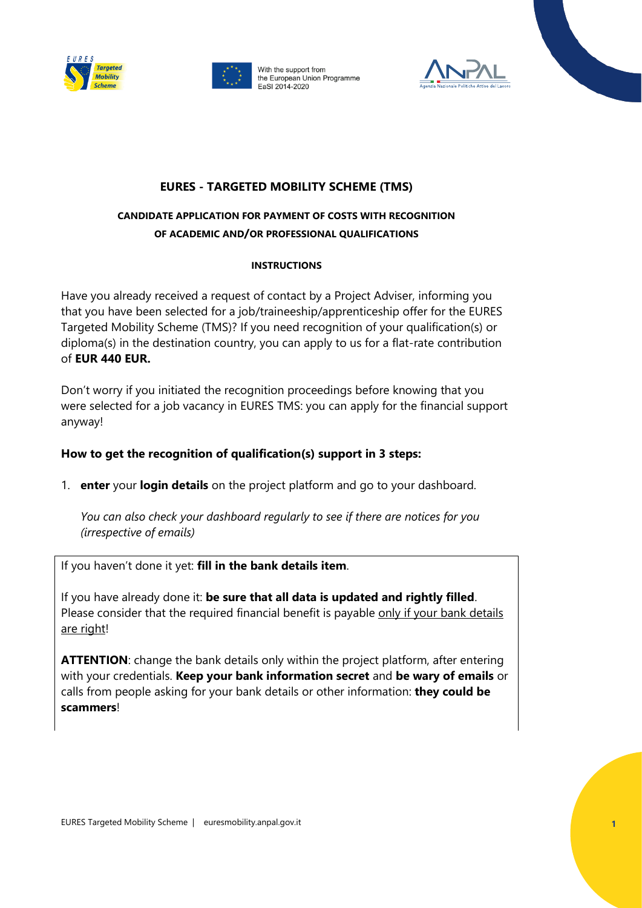With the support from the European Union Programme EaSI 2014-2020

# EURES - TARGETED MOBILITY SCHEME (TMS)

## CANDIDATE APPLICATION FOR PAYMENT OF COSTS WITH RECOGNITION OF ACADEMIC AND/OR PROFESSIONAL QUALIFICATIONS

### INSTRUCTIONS

Have you already received a request of contact by a Project Adviser, informing you that you have been selected for a job/traineeship/apprenticeship offer for the EURES Targeted Mobility Scheme (TMS)? If you need recognition of your qualification(s) or diploma(s) in the destination country, you can apply to us for a flat-rate contribution of **EUR 440 EUR.**

Don't worry if you initiated the recognition proceedings before knowing that you were selected for a job vacancy in EURES TMS: you can apply for the financial support anyway!

**How to get the recognition of qualification(s) support in 3 steps:**

1. **enter** your **login details** on the project platform and go to your dashboard.

   *You can also check your dashboard regularly to see if there are notices for you (irrespective of emails)*

If you haven't done it yet: **fill in the bank details item**.

If you have already done it: **be sure that all data is updated and rightly filled**. Please consider that the required financial benefit is payable only if your bank details are right!

**ATTENTION**: change the bank details only within the project platform, after entering with your credentials. **Keep your bank information secret** and **be wary of emails** or calls from people asking for your bank details or other information: **they could be scammers**!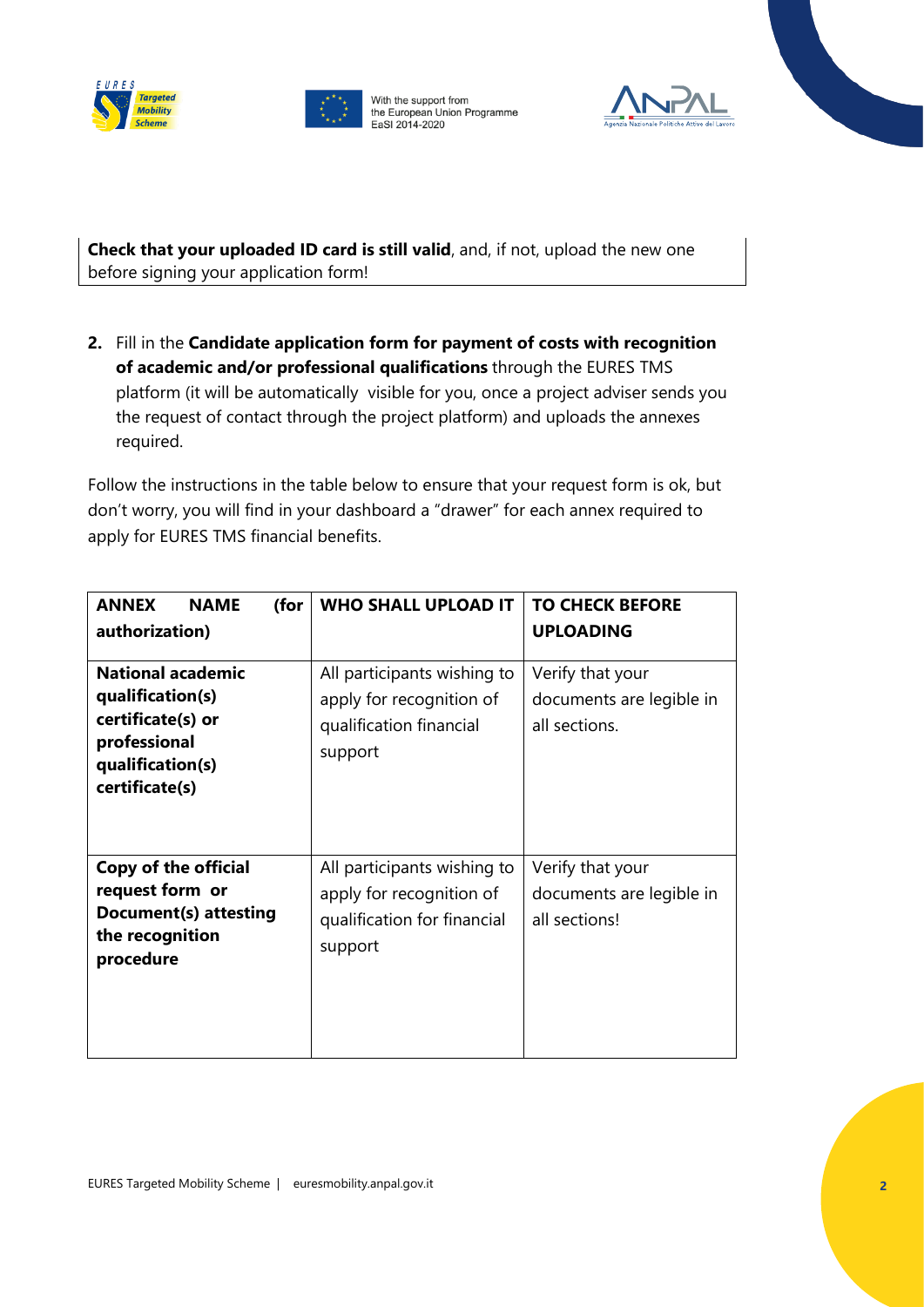**Check that your uploaded ID card is still valid**, and, if not, upload the new one before signing your application form!

2. Fill in the **Candidate application form for payment of costs with recognition of academic and/or professional qualifications** through the EURES TMS platform (it will be automatically visible for you, once a project adviser sends you the request of contact through the project platform) and uploads the annexes required.

Follow the instructions in the table below to ensure that your request form is ok, but don't worry, you will find in your dashboard a "drawer" for each annex required to apply for EURES TMS financial benefits.

| ANNEX NAME (for authorization) | WHO SHALL UPLOAD IT | TO CHECK BEFORE UPLOADING |
|---|---|---|
| **National academic qualification(s) certificate(s) or professional qualification(s) certificate(s)** | All participants wishing to apply for recognition of qualification financial support | Verify that your documents are legible in all sections. |
| **Copy of the official request form or Document(s) attesting the recognition procedure** | All participants wishing to apply for recognition of qualification for financial support | Verify that your documents are legible in all sections! |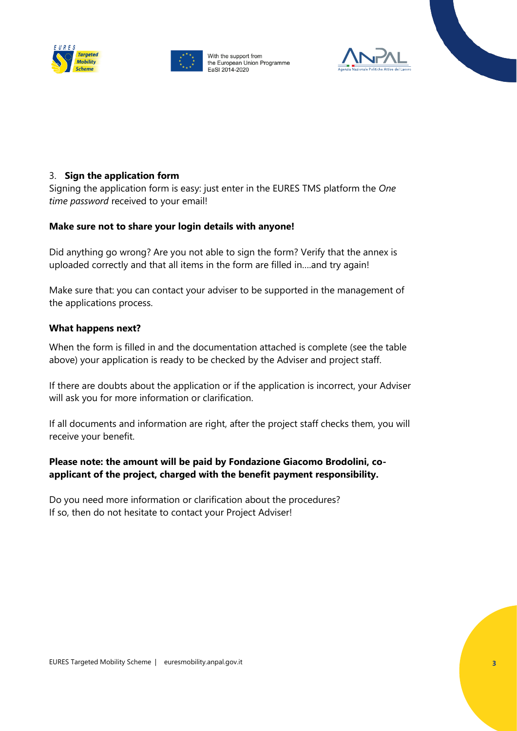3. **Sign the application form**

Signing the application form is easy: just enter in the EURES TMS platform the *One time password* received to your email!

**Make sure not to share your login details with anyone!**

Did anything go wrong? Are you not able to sign the form? Verify that the annex is uploaded correctly and that all items in the form are filled in….and try again!

Make sure that: you can contact your adviser to be supported in the management of the applications process.

**What happens next?**

When the form is filled in and the documentation attached is complete (see the table above) your application is ready to be checked by the Adviser and project staff.

If there are doubts about the application or if the application is incorrect, your Adviser will ask you for more information or clarification.

If all documents and information are right, after the project staff checks them, you will receive your benefit.

**Please note: the amount will be paid by Fondazione Giacomo Brodolini, co-applicant of the project, charged with the benefit payment responsibility.**

Do you need more information or clarification about the procedures?
If so, then do not hesitate to contact your Project Adviser!